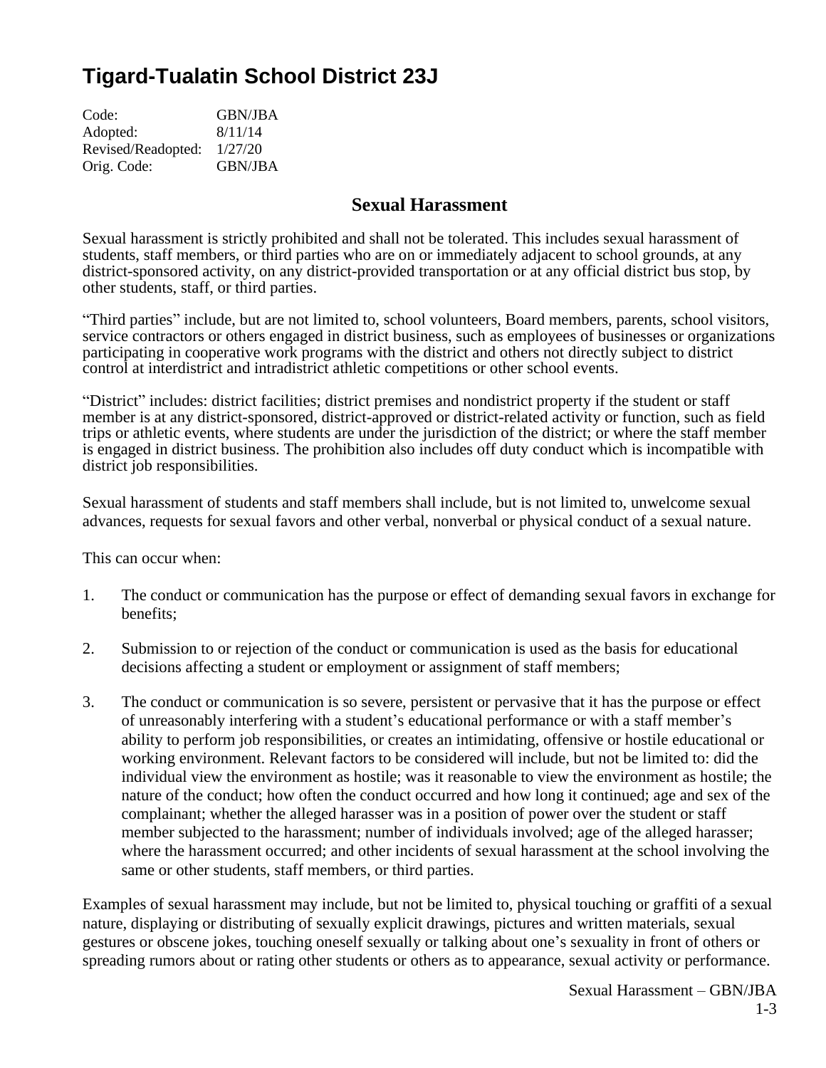# Tigard-Tualatin School District 23J

Code: GBN/JBA
Adopted: 8/11/14
Revised/Readopted: 1/27/20
Orig. Code: GBN/JBA

## Sexual Harassment

Sexual harassment is strictly prohibited and shall not be tolerated. This includes sexual harassment of students, staff members, or third parties who are on or immediately adjacent to school grounds, at any district-sponsored activity, on any district-provided transportation or at any official district bus stop, by other students, staff, or third parties.

"Third parties" include, but are not limited to, school volunteers, Board members, parents, school visitors, service contractors or others engaged in district business, such as employees of businesses or organizations participating in cooperative work programs with the district and others not directly subject to district control at interdistrict and intradistrict athletic competitions or other school events.

"District" includes: district facilities; district premises and nondistrict property if the student or staff member is at any district-sponsored, district-approved or district-related activity or function, such as field trips or athletic events, where students are under the jurisdiction of the district; or where the staff member is engaged in district business. The prohibition also includes off duty conduct which is incompatible with district job responsibilities.

Sexual harassment of students and staff members shall include, but is not limited to, unwelcome sexual advances, requests for sexual favors and other verbal, nonverbal or physical conduct of a sexual nature.

This can occur when:

1. The conduct or communication has the purpose or effect of demanding sexual favors in exchange for benefits;
2. Submission to or rejection of the conduct or communication is used as the basis for educational decisions affecting a student or employment or assignment of staff members;
3. The conduct or communication is so severe, persistent or pervasive that it has the purpose or effect of unreasonably interfering with a student's educational performance or with a staff member's ability to perform job responsibilities, or creates an intimidating, offensive or hostile educational or working environment. Relevant factors to be considered will include, but not be limited to: did the individual view the environment as hostile; was it reasonable to view the environment as hostile; the nature of the conduct; how often the conduct occurred and how long it continued; age and sex of the complainant; whether the alleged harasser was in a position of power over the student or staff member subjected to the harassment; number of individuals involved; age of the alleged harasser; where the harassment occurred; and other incidents of sexual harassment at the school involving the same or other students, staff members, or third parties.

Examples of sexual harassment may include, but not be limited to, physical touching or graffiti of a sexual nature, displaying or distributing of sexually explicit drawings, pictures and written materials, sexual gestures or obscene jokes, touching oneself sexually or talking about one's sexuality in front of others or spreading rumors about or rating other students or others as to appearance, sexual activity or performance.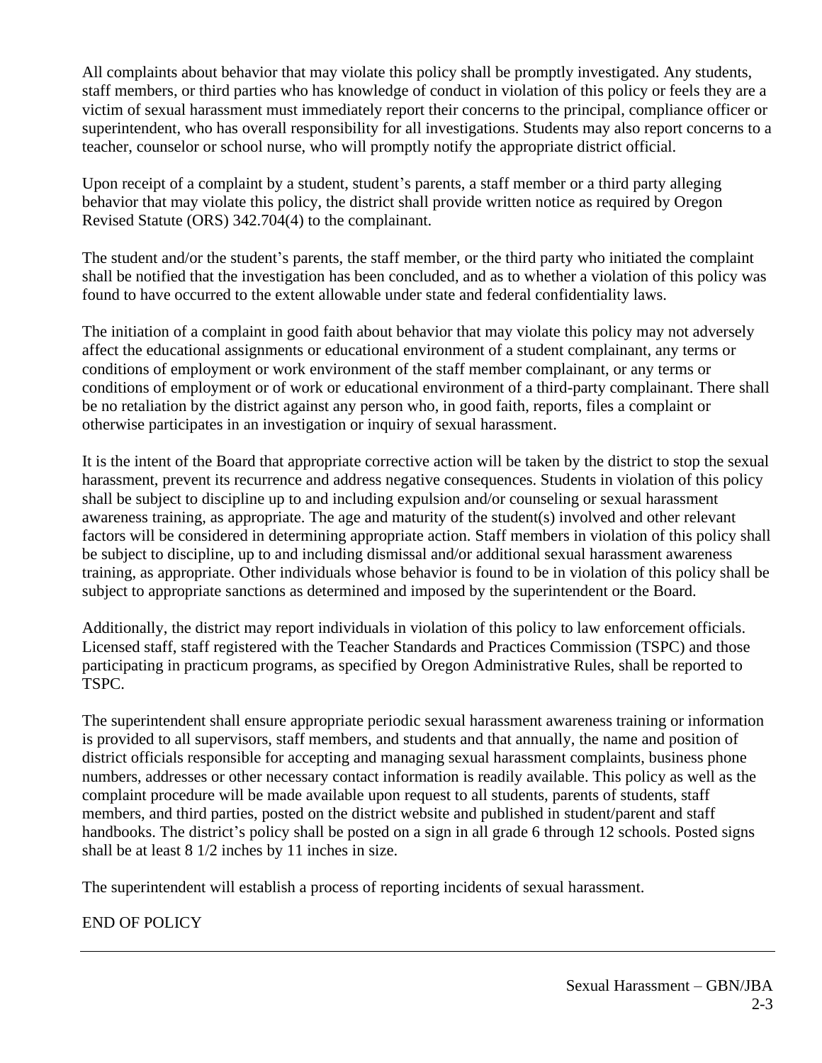All complaints about behavior that may violate this policy shall be promptly investigated. Any students, staff members, or third parties who has knowledge of conduct in violation of this policy or feels they are a victim of sexual harassment must immediately report their concerns to the principal, compliance officer or superintendent, who has overall responsibility for all investigations. Students may also report concerns to a teacher, counselor or school nurse, who will promptly notify the appropriate district official.

Upon receipt of a complaint by a student, student's parents, a staff member or a third party alleging behavior that may violate this policy, the district shall provide written notice as required by Oregon Revised Statute (ORS) 342.704(4) to the complainant.

The student and/or the student's parents, the staff member, or the third party who initiated the complaint shall be notified that the investigation has been concluded, and as to whether a violation of this policy was found to have occurred to the extent allowable under state and federal confidentiality laws.

The initiation of a complaint in good faith about behavior that may violate this policy may not adversely affect the educational assignments or educational environment of a student complainant, any terms or conditions of employment or work environment of the staff member complainant, or any terms or conditions of employment or of work or educational environment of a third-party complainant. There shall be no retaliation by the district against any person who, in good faith, reports, files a complaint or otherwise participates in an investigation or inquiry of sexual harassment.

It is the intent of the Board that appropriate corrective action will be taken by the district to stop the sexual harassment, prevent its recurrence and address negative consequences. Students in violation of this policy shall be subject to discipline up to and including expulsion and/or counseling or sexual harassment awareness training, as appropriate. The age and maturity of the student(s) involved and other relevant factors will be considered in determining appropriate action. Staff members in violation of this policy shall be subject to discipline, up to and including dismissal and/or additional sexual harassment awareness training, as appropriate. Other individuals whose behavior is found to be in violation of this policy shall be subject to appropriate sanctions as determined and imposed by the superintendent or the Board.

Additionally, the district may report individuals in violation of this policy to law enforcement officials. Licensed staff, staff registered with the Teacher Standards and Practices Commission (TSPC) and those participating in practicum programs, as specified by Oregon Administrative Rules, shall be reported to TSPC.

The superintendent shall ensure appropriate periodic sexual harassment awareness training or information is provided to all supervisors, staff members, and students and that annually, the name and position of district officials responsible for accepting and managing sexual harassment complaints, business phone numbers, addresses or other necessary contact information is readily available. This policy as well as the complaint procedure will be made available upon request to all students, parents of students, staff members, and third parties, posted on the district website and published in student/parent and staff handbooks. The district's policy shall be posted on a sign in all grade 6 through 12 schools. Posted signs shall be at least 8 1/2 inches by 11 inches in size.

The superintendent will establish a process of reporting incidents of sexual harassment.

END OF POLICY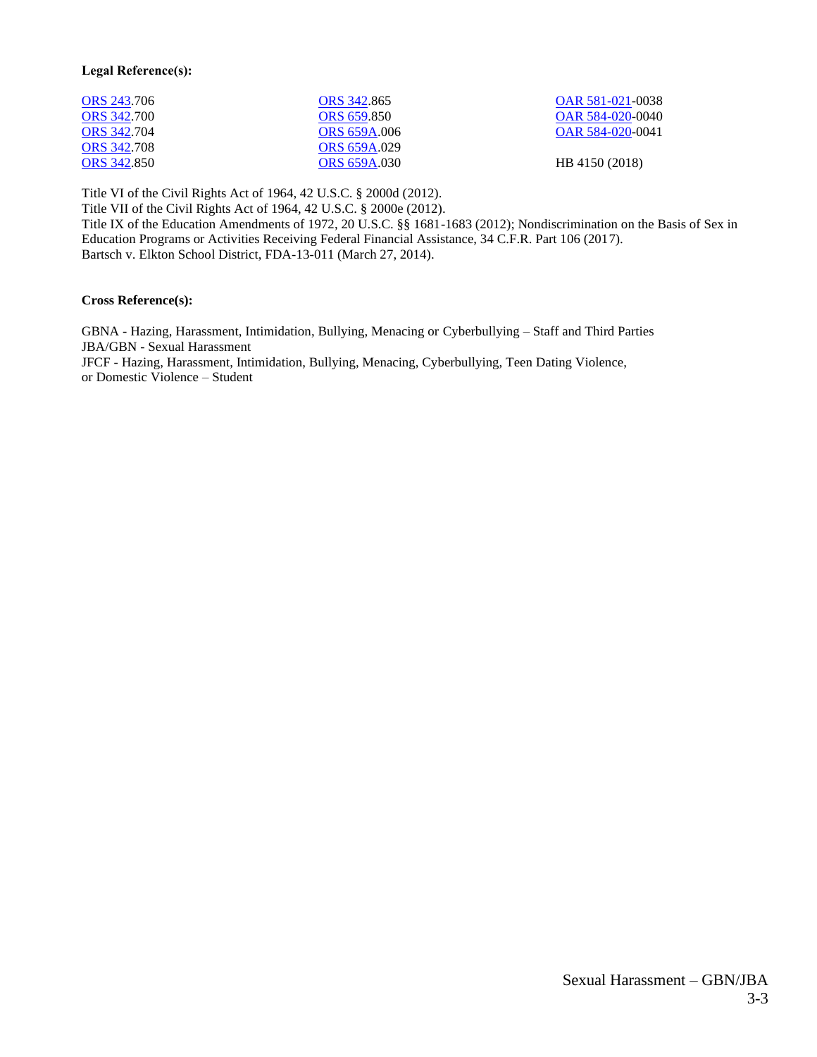**Legal Reference(s):**

| | | |
|---|---|---|
| ORS 243.706 | ORS 342.865 | OAR 581-021-0038 |
| ORS 342.700 | ORS 659.850 | OAR 584-020-0040 |
| ORS 342.704 | ORS 659A.006 | OAR 584-020-0041 |
| ORS 342.708 | ORS 659A.029 | |
| ORS 342.850 | ORS 659A.030 | HB 4150 (2018) |

Title VI of the Civil Rights Act of 1964, 42 U.S.C. § 2000d (2012).
Title VII of the Civil Rights Act of 1964, 42 U.S.C. § 2000e (2012).
Title IX of the Education Amendments of 1972, 20 U.S.C. §§ 1681-1683 (2012); Nondiscrimination on the Basis of Sex in Education Programs or Activities Receiving Federal Financial Assistance, 34 C.F.R. Part 106 (2017).
Bartsch v. Elkton School District, FDA-13-011 (March 27, 2014).

**Cross Reference(s):**

GBNA - Hazing, Harassment, Intimidation, Bullying, Menacing or Cyberbullying – Staff and Third Parties
JBA/GBN - Sexual Harassment
JFCF - Hazing, Harassment, Intimidation, Bullying, Menacing, Cyberbullying, Teen Dating Violence, or Domestic Violence – Student